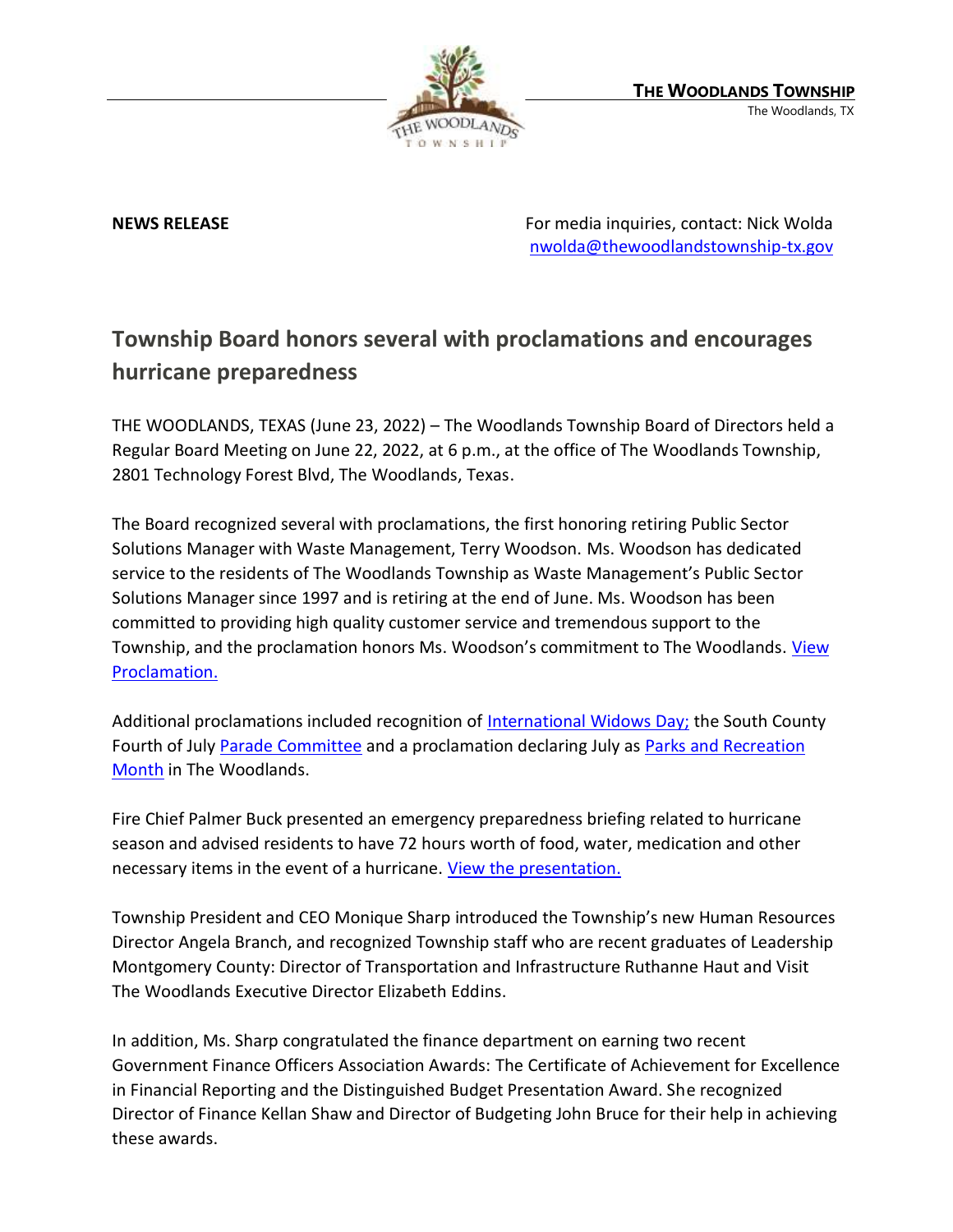**THE WOODLANDS TOWNSHIP**
The Woodlands, TX

**NEWS RELEASE**

For media inquiries, contact: Nick Wolda
nwolda@thewoodlandstownship-tx.gov

## Township Board honors several with proclamations and encourages hurricane preparedness

THE WOODLANDS, TEXAS (June 23, 2022) – The Woodlands Township Board of Directors held a Regular Board Meeting on June 22, 2022, at 6 p.m., at the office of The Woodlands Township, 2801 Technology Forest Blvd, The Woodlands, Texas.

The Board recognized several with proclamations, the first honoring retiring Public Sector Solutions Manager with Waste Management, Terry Woodson. Ms. Woodson has dedicated service to the residents of The Woodlands Township as Waste Management's Public Sector Solutions Manager since 1997 and is retiring at the end of June. Ms. Woodson has been committed to providing high quality customer service and tremendous support to the Township, and the proclamation honors Ms. Woodson's commitment to The Woodlands. View Proclamation.

Additional proclamations included recognition of International Widows Day; the South County Fourth of July Parade Committee and a proclamation declaring July as Parks and Recreation Month in The Woodlands.

Fire Chief Palmer Buck presented an emergency preparedness briefing related to hurricane season and advised residents to have 72 hours worth of food, water, medication and other necessary items in the event of a hurricane. View the presentation.

Township President and CEO Monique Sharp introduced the Township's new Human Resources Director Angela Branch, and recognized Township staff who are recent graduates of Leadership Montgomery County: Director of Transportation and Infrastructure Ruthanne Haut and Visit The Woodlands Executive Director Elizabeth Eddins.

In addition, Ms. Sharp congratulated the finance department on earning two recent Government Finance Officers Association Awards: The Certificate of Achievement for Excellence in Financial Reporting and the Distinguished Budget Presentation Award. She recognized Director of Finance Kellan Shaw and Director of Budgeting John Bruce for their help in achieving these awards.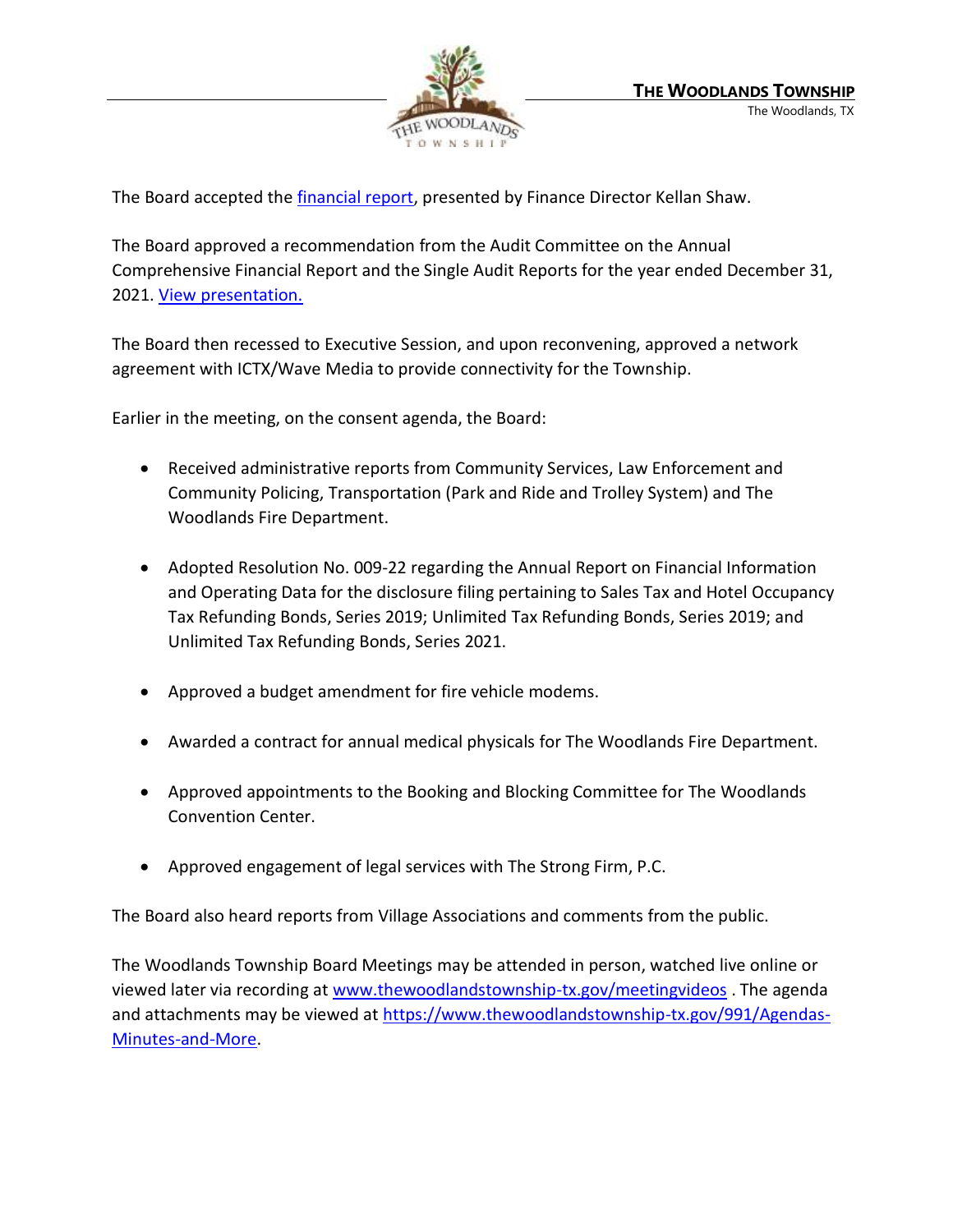The Board accepted the [financial report](), presented by Finance Director Kellan Shaw.

The Board approved a recommendation from the Audit Committee on the Annual Comprehensive Financial Report and the Single Audit Reports for the year ended December 31, 2021. [View presentation.]()

The Board then recessed to Executive Session, and upon reconvening, approved a network agreement with ICTX/Wave Media to provide connectivity for the Township.

Earlier in the meeting, on the consent agenda, the Board:

- Received administrative reports from Community Services, Law Enforcement and Community Policing, Transportation (Park and Ride and Trolley System) and The Woodlands Fire Department.

- Adopted Resolution No. 009-22 regarding the Annual Report on Financial Information and Operating Data for the disclosure filing pertaining to Sales Tax and Hotel Occupancy Tax Refunding Bonds, Series 2019; Unlimited Tax Refunding Bonds, Series 2019; and Unlimited Tax Refunding Bonds, Series 2021.

- Approved a budget amendment for fire vehicle modems.

- Awarded a contract for annual medical physicals for The Woodlands Fire Department.

- Approved appointments to the Booking and Blocking Committee for The Woodlands Convention Center.

- Approved engagement of legal services with The Strong Firm, P.C.

The Board also heard reports from Village Associations and comments from the public.

The Woodlands Township Board Meetings may be attended in person, watched live online or viewed later via recording at [www.thewoodlandstownship-tx.gov/meetingvideos](www.thewoodlandstownship-tx.gov/meetingvideos) . The agenda and attachments may be viewed at [https://www.thewoodlandstownship-tx.gov/991/Agendas-Minutes-and-More](https://www.thewoodlandstownship-tx.gov/991/Agendas-Minutes-and-More).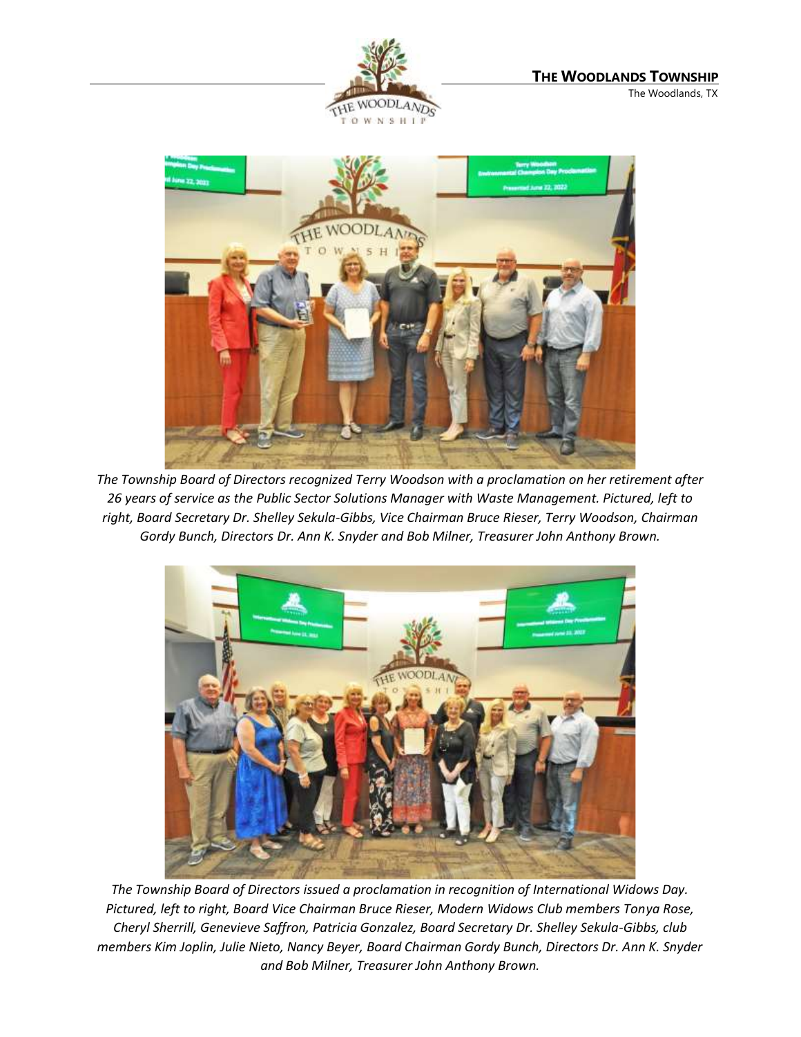*The Township Board of Directors recognized Terry Woodson with a proclamation on her retirement after 26 years of service as the Public Sector Solutions Manager with Waste Management. Pictured, left to right, Board Secretary Dr. Shelley Sekula-Gibbs, Vice Chairman Bruce Rieser, Terry Woodson, Chairman Gordy Bunch, Directors Dr. Ann K. Snyder and Bob Milner, Treasurer John Anthony Brown.*

*The Township Board of Directors issued a proclamation in recognition of International Widows Day. Pictured, left to right, Board Vice Chairman Bruce Rieser, Modern Widows Club members Tonya Rose, Cheryl Sherrill, Genevieve Saffron, Patricia Gonzalez, Board Secretary Dr. Shelley Sekula-Gibbs, club members Kim Joplin, Julie Nieto, Nancy Beyer, Board Chairman Gordy Bunch, Directors Dr. Ann K. Snyder and Bob Milner, Treasurer John Anthony Brown.*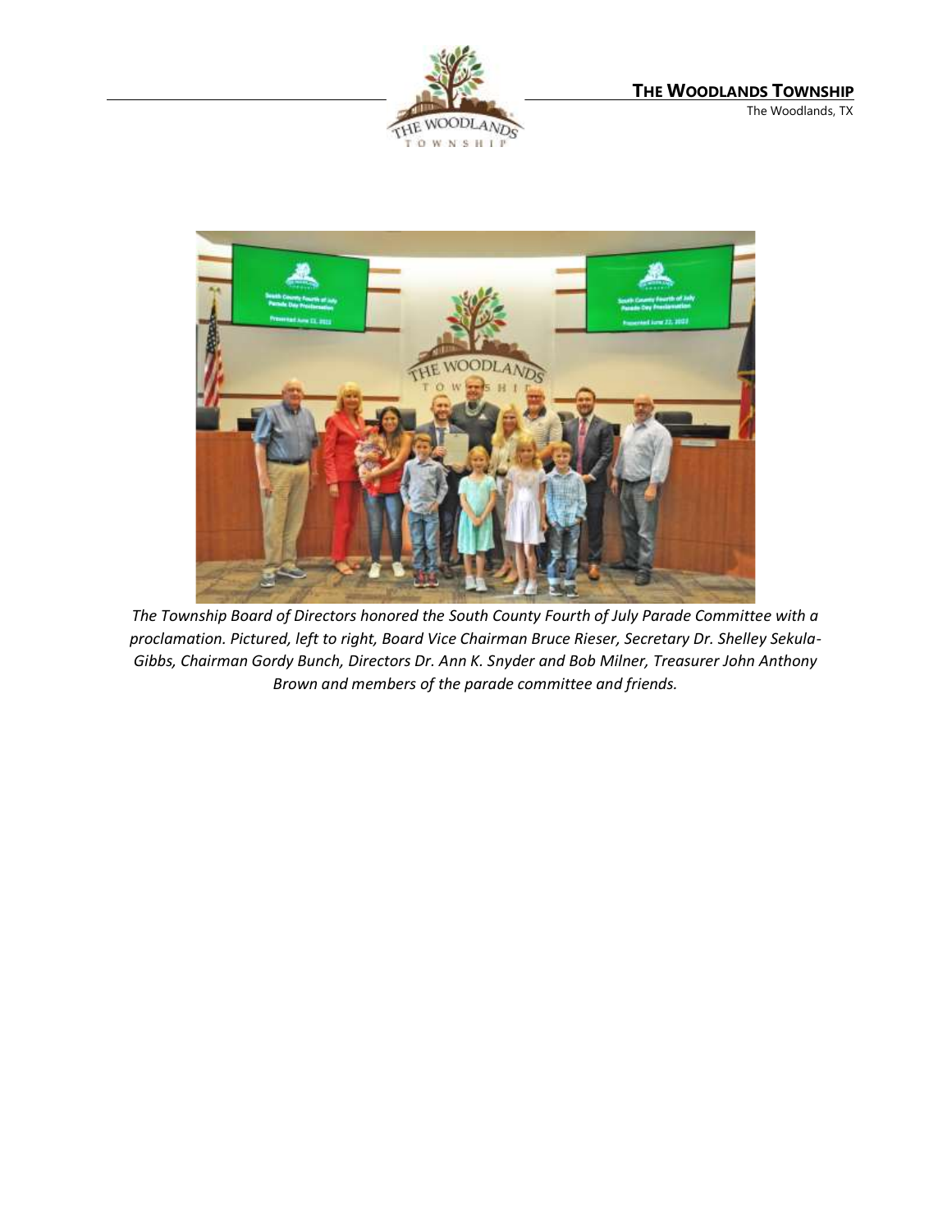*The Township Board of Directors honored the South County Fourth of July Parade Committee with a proclamation. Pictured, left to right, Board Vice Chairman Bruce Rieser, Secretary Dr. Shelley Sekula-Gibbs, Chairman Gordy Bunch, Directors Dr. Ann K. Snyder and Bob Milner, Treasurer John Anthony Brown and members of the parade committee and friends.*